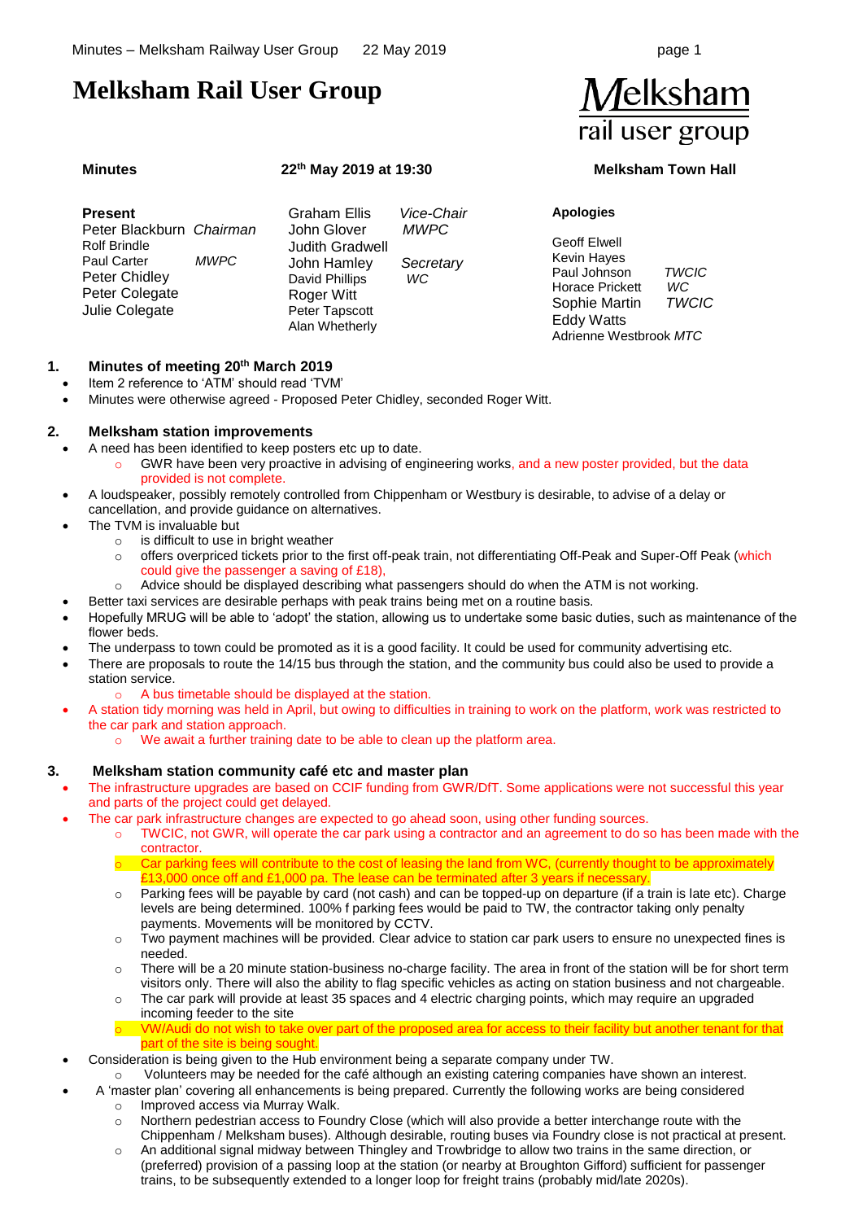# Melksham Rail User Group

Melksham rail user group

**Minutes** **22th May 2019 at 19:30** **Melksham Town Hall**

| Present | | | | Apologies | |
|---|---|---|---|---|---|
| Peter Blackburn | *Chairman* | Graham Ellis | *Vice-Chair* | Geoff Elwell | |
| Rolf Brindle | | John Glover | *MWPC* | Kevin Hayes | |
| Paul Carter | *MWPC* | Judith Gradwell | | Paul Johnson | *TWCIC* |
| Peter Chidley | | John Hamley | *Secretary* | Horace Prickett | *WC* |
| Peter Colegate | | David Phillips | *WC* | Sophie Martin | *TWCIC* |
| Julie Colegate | | Roger Witt | | Eddy Watts | |
| | | Peter Tapscott | | Adrienne Westbrook | *MTC* |
| | | Alan Whetherly | | | |

## 1. Minutes of meeting 20th March 2019

- Item 2 reference to 'ATM' should read 'TVM'
- Minutes were otherwise agreed - Proposed Peter Chidley, seconded Roger Witt.

## 2. Melksham station improvements

- A need has been identified to keep posters etc up to date.
  - GWR have been very proactive in advising of engineering works, and a new poster provided, but the data provided is not complete.
- A loudspeaker, possibly remotely controlled from Chippenham or Westbury is desirable, to advise of a delay or cancellation, and provide guidance on alternatives.
- The TVM is invaluable but
  - is difficult to use in bright weather
  - offers overpriced tickets prior to the first off-peak train, not differentiating Off-Peak and Super-Off Peak (which could give the passenger a saving of £18),
  - Advice should be displayed describing what passengers should do when the ATM is not working.
- Better taxi services are desirable perhaps with peak trains being met on a routine basis.
- Hopefully MRUG will be able to 'adopt' the station, allowing us to undertake some basic duties, such as maintenance of the flower beds.
- The underpass to town could be promoted as it is a good facility. It could be used for community advertising etc.
- There are proposals to route the 14/15 bus through the station, and the community bus could also be used to provide a station service.
  - A bus timetable should be displayed at the station.
- A station tidy morning was held in April, but owing to difficulties in training to work on the platform, work was restricted to the car park and station approach.
  - We await a further training date to be able to clean up the platform area.

## 3. Melksham station community café etc and master plan

- The infrastructure upgrades are based on CCIF funding from GWR/DfT. Some applications were not successful this year and parts of the project could get delayed.
- The car park infrastructure changes are expected to go ahead soon, using other funding sources.
  - TWCIC, not GWR, will operate the car park using a contractor and an agreement to do so has been made with the contractor.
  - Car parking fees will contribute to the cost of leasing the land from WC, (currently thought to be approximately £13,000 once off and £1,000 pa. The lease can be terminated after 3 years if necessary.
  - Parking fees will be payable by card (not cash) and can be topped-up on departure (if a train is late etc). Charge levels are being determined. 100% f parking fees would be paid to TW, the contractor taking only penalty payments. Movements will be monitored by CCTV.
  - Two payment machines will be provided. Clear advice to station car park users to ensure no unexpected fines is needed.
  - There will be a 20 minute station-business no-charge facility. The area in front of the station will be for short term visitors only. There will also the ability to flag specific vehicles as acting on station business and not chargeable.
  - The car park will provide at least 35 spaces and 4 electric charging points, which may require an upgraded incoming feeder to the site
  - VW/Audi do not wish to take over part of the proposed area for access to their facility but another tenant for that part of the site is being sought.
- Consideration is being given to the Hub environment being a separate company under TW.
  - Volunteers may be needed for the café although an existing catering companies have shown an interest.
- A 'master plan' covering all enhancements is being prepared. Currently the following works are being considered
  - Improved access via Murray Walk.
  - Northern pedestrian access to Foundry Close (which will also provide a better interchange route with the Chippenham / Melksham buses). Although desirable, routing buses via Foundry close is not practical at present.
  - An additional signal midway between Thingley and Trowbridge to allow two trains in the same direction, or (preferred) provision of a passing loop at the station (or nearby at Broughton Gifford) sufficient for passenger trains, to be subsequently extended to a longer loop for freight trains (probably mid/late 2020s).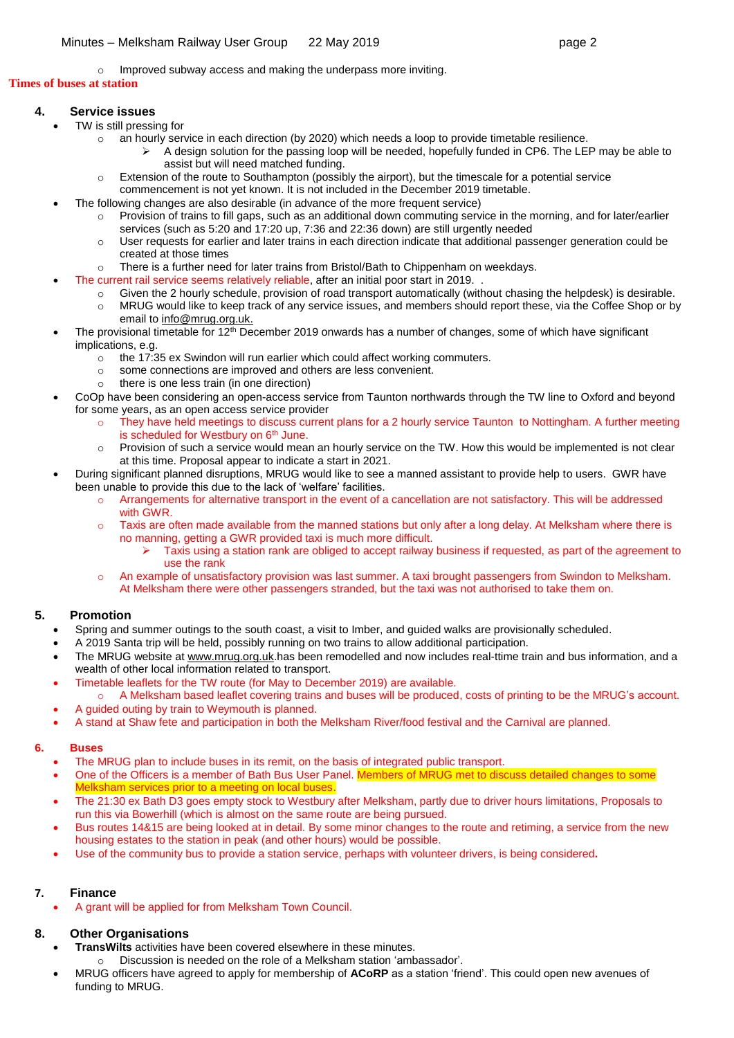- Improved subway access and making the underpass more inviting.

Times of buses at station

## 4. Service issues

- TW is still pressing for
  - an hourly service in each direction (by 2020) which needs a loop to provide timetable resilience.
    - A design solution for the passing loop will be needed, hopefully funded in CP6. The LEP may be able to assist but will need matched funding.
  - Extension of the route to Southampton (possibly the airport), but the timescale for a potential service commencement is not yet known. It is not included in the December 2019 timetable.
- The following changes are also desirable (in advance of the more frequent service)
  - Provision of trains to fill gaps, such as an additional down commuting service in the morning, and for later/earlier services (such as 5:20 and 17:20 up, 7:36 and 22:36 down) are still urgently needed
  - User requests for earlier and later trains in each direction indicate that additional passenger generation could be created at those times
  - There is a further need for later trains from Bristol/Bath to Chippenham on weekdays.
- The current rail service seems relatively reliable, after an initial poor start in 2019. .
  - Given the 2 hourly schedule, provision of road transport automatically (without chasing the helpdesk) is desirable.
  - MRUG would like to keep track of any service issues, and members should report these, via the Coffee Shop or by email to info@mrug.org.uk.
- The provisional timetable for 12th December 2019 onwards has a number of changes, some of which have significant implications, e.g.
  - the 17:35 ex Swindon will run earlier which could affect working commuters.
  - some connections are improved and others are less convenient.
  - there is one less train (in one direction)
- CoOp have been considering an open-access service from Taunton northwards through the TW line to Oxford and beyond for some years, as an open access service provider
  - They have held meetings to discuss current plans for a 2 hourly service Taunton  to Nottingham. A further meeting is scheduled for Westbury on 6th June.
  - Provision of such a service would mean an hourly service on the TW. How this would be implemented is not clear at this time. Proposal appear to indicate a start in 2021.
- During significant planned disruptions, MRUG would like to see a manned assistant to provide help to users.  GWR have been unable to provide this due to the lack of 'welfare' facilities.
  - Arrangements for alternative transport in the event of a cancellation are not satisfactory. This will be addressed with GWR.
  - Taxis are often made available from the manned stations but only after a long delay. At Melksham where there is no manning, getting a GWR provided taxi is much more difficult.
    - Taxis using a station rank are obliged to accept railway business if requested, as part of the agreement to use the rank
  - An example of unsatisfactory provision was last summer. A taxi brought passengers from Swindon to Melksham. At Melksham there were other passengers stranded, but the taxi was not authorised to take them on.

## 5. Promotion

- Spring and summer outings to the south coast, a visit to Imber, and guided walks are provisionally scheduled.
- A 2019 Santa trip will be held, possibly running on two trains to allow additional participation.
- The MRUG website at www.mrug.org.uk.has been remodelled and now includes real-ttime train and bus information, and a wealth of other local information related to transport.
- Timetable leaflets for the TW route (for May to December 2019) are available.
  - A Melksham based leaflet covering trains and buses will be produced, costs of printing to be the MRUG's account.
- A guided outing by train to Weymouth is planned.
- A stand at Shaw fete and participation in both the Melksham River/food festival and the Carnival are planned.

## 6. Buses

- The MRUG plan to include buses in its remit, on the basis of integrated public transport.
- One of the Officers is a member of Bath Bus User Panel. Members of MRUG met to discuss detailed changes to some Melksham services prior to a meeting on local buses.
- The 21:30 ex Bath D3 goes empty stock to Westbury after Melksham, partly due to driver hours limitations, Proposals to run this via Bowerhill (which is almost on the same route are being pursued.
- Bus routes 14&15 are being looked at in detail. By some minor changes to the route and retiming, a service from the new housing estates to the station in peak (and other hours) would be possible.
- Use of the community bus to provide a station service, perhaps with volunteer drivers, is being considered**.**

## 7. Finance

- A grant will be applied for from Melksham Town Council.

## 8. Other Organisations

- **TransWilts** activities have been covered elsewhere in these minutes.
  - Discussion is needed on the role of a Melksham station 'ambassador'.
- MRUG officers have agreed to apply for membership of **ACoRP** as a station 'friend'. This could open new avenues of funding to MRUG.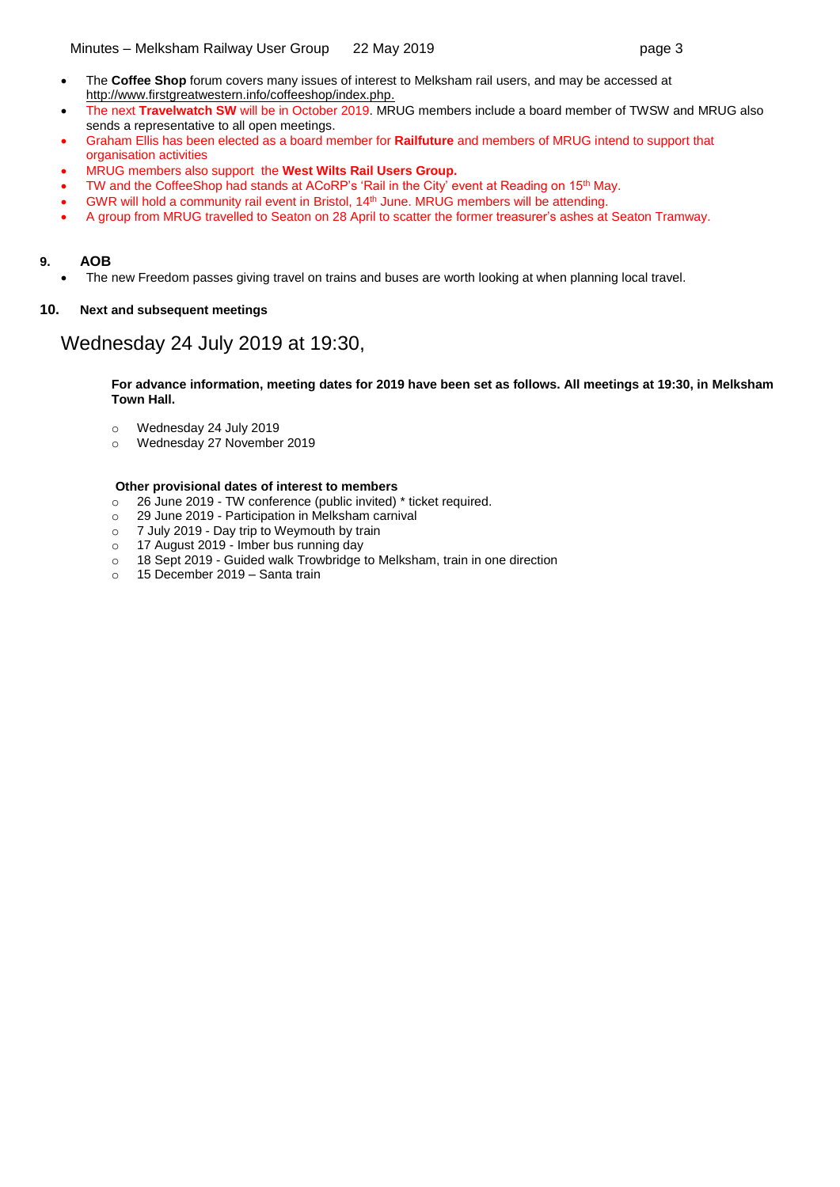- The **Coffee Shop** forum covers many issues of interest to Melksham rail users, and may be accessed at http://www.firstgreatwestern.info/coffeeshop/index.php.
- The next **Travelwatch SW** will be in October 2019. MRUG members include a board member of TWSW and MRUG also sends a representative to all open meetings.
- Graham Ellis has been elected as a board member for **Railfuture** and members of MRUG intend to support that organisation activities
- MRUG members also support the **West Wilts Rail Users Group.**
- TW and the CoffeeShop had stands at ACoRP's 'Rail in the City' event at Reading on 15th May.
- GWR will hold a community rail event in Bristol, 14th June. MRUG members will be attending.
- A group from MRUG travelled to Seaton on 28 April to scatter the former treasurer's ashes at Seaton Tramway.

## 9. AOB

- The new Freedom passes giving travel on trains and buses are worth looking at when planning local travel.

## 10. Next and subsequent meetings

Wednesday 24 July 2019 at 19:30,

**For advance information, meeting dates for 2019 have been set as follows. All meetings at 19:30, in Melksham Town Hall.**

- Wednesday 24 July 2019
- Wednesday 27 November 2019

**Other provisional dates of interest to members**

- 26 June 2019 - TW conference (public invited) * ticket required.
- 29 June 2019 - Participation in Melksham carnival
- 7 July 2019 - Day trip to Weymouth by train
- 17 August 2019 - Imber bus running day
- 18 Sept 2019 - Guided walk Trowbridge to Melksham, train in one direction
- 15 December 2019 – Santa train